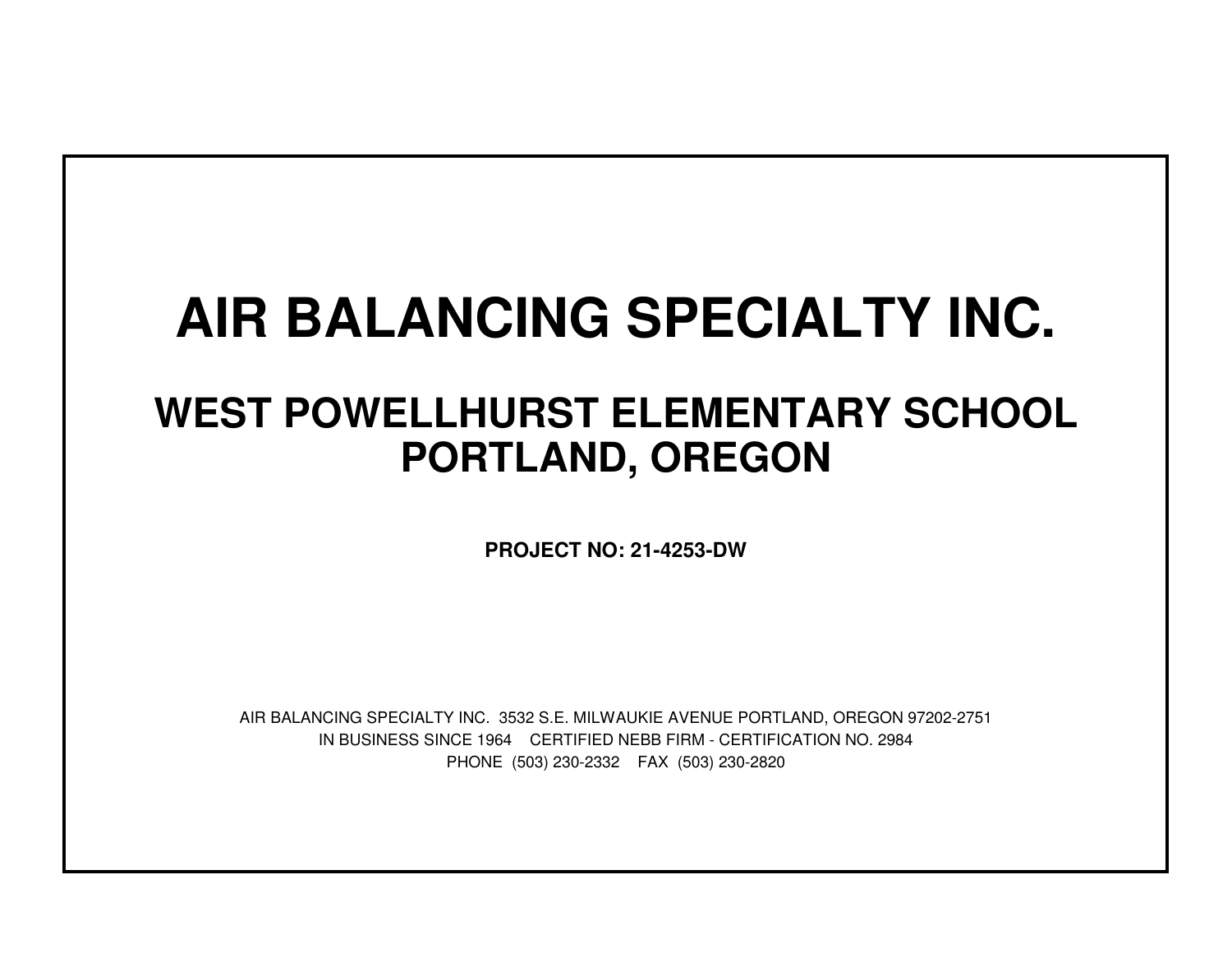# AIR BALANCING SPECIALTY INC.

## WEST POWELLHURST ELEMENTARY SCHOOL
## PORTLAND, OREGON

**PROJECT NO: 21-4253-DW**

AIR BALANCING SPECIALTY INC. 3532 S.E. MILWAUKIE AVENUE PORTLAND, OREGON 97202-2751

IN BUSINESS SINCE 1964 CERTIFIED NEBB FIRM - CERTIFICATION NO. 2984

PHONE (503) 230-2332 FAX (503) 230-2820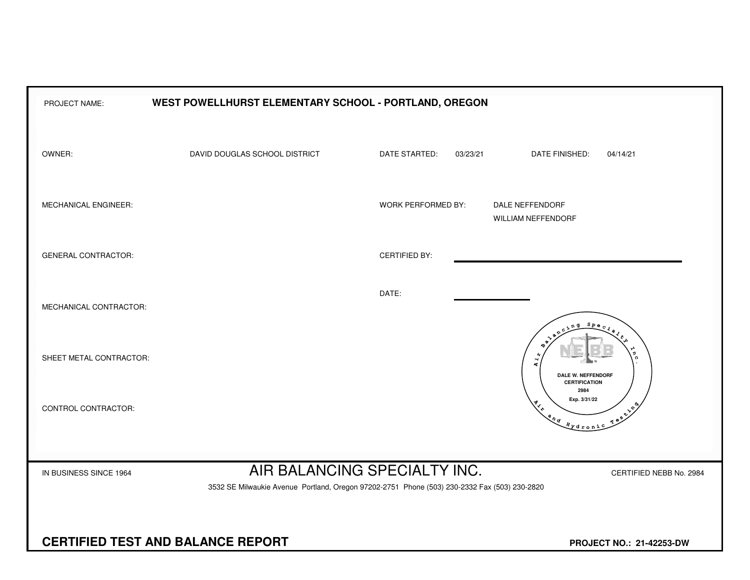PROJECT NAME: **WEST POWELLHURST ELEMENTARY SCHOOL - PORTLAND, OREGON**

| | | | | | |
|---|---|---|---|---|---|
| OWNER: | DAVID DOUGLAS SCHOOL DISTRICT | DATE STARTED: | 03/23/21 | DATE FINISHED: | 04/14/21 |
| MECHANICAL ENGINEER: | | WORK PERFORMED BY: | DALE NEFFENDORF<br>WILLIAM NEFFENDORF | | |
| GENERAL CONTRACTOR: | | CERTIFIED BY: | | | |
| MECHANICAL CONTRACTOR: | | DATE: | | | |
| SHEET METAL CONTRACTOR: | | | | | |
| CONTROL CONTRACTOR: | | | | | |

Air Balancing Specialty Inc.
NEBB
DALE W. NEFFENDORF
CERTIFICATION
2984
Exp. 3/31/22
Air and Hydronic Testing

IN BUSINESS SINCE 1964

# AIR BALANCING SPECIALTY INC.

CERTIFIED NEBB No. 2984

3532 SE Milwaukie Avenue Portland, Oregon 97202-2751 Phone (503) 230-2332 Fax (503) 230-2820

**CERTIFIED TEST AND BALANCE REPORT**

**PROJECT NO.: 21-42253-DW**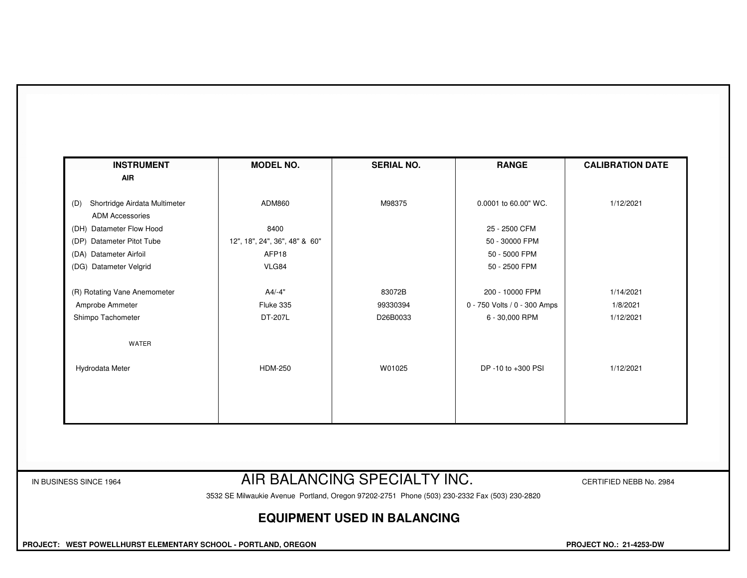| INSTRUMENT | MODEL NO. | SERIAL NO. | RANGE | CALIBRATION DATE |
|---|---|---|---|---|
| **AIR** | | | | |
| (D) Shortridge Airdata Multimeter | ADM860 | M98375 | 0.0001 to 60.00" WC. | 1/12/2021 |
| ADM Accessories | | | | |
| (DH) Datameter Flow Hood | 8400 | | 25 - 2500 CFM | |
| (DP) Datameter Pitot Tube | 12", 18", 24", 36", 48" & 60" | | 50 - 30000 FPM | |
| (DA) Datameter Airfoil | AFP18 | | 50 - 5000 FPM | |
| (DG) Datameter Velgrid | VLG84 | | 50 - 2500 FPM | |
| (R) Rotating Vane Anemometer | A4/-4" | 83072B | 200 - 10000 FPM | 1/14/2021 |
| Amprobe Ammeter | Fluke 335 | 99330394 | 0 - 750 Volts / 0 - 300 Amps | 1/8/2021 |
| Shimpo Tachometer | DT-207L | D26B0033 | 6 - 30,000 RPM | 1/12/2021 |
| WATER | | | | |
| Hydrodata Meter | HDM-250 | W01025 | DP -10 to +300 PSI | 1/12/2021 |

IN BUSINESS SINCE 1964

# AIR BALANCING SPECIALTY INC.

CERTIFIED NEBB No. 2984

3532 SE Milwaukie Avenue Portland, Oregon 97202-2751 Phone (503) 230-2332 Fax (503) 230-2820

## EQUIPMENT USED IN BALANCING

**PROJECT: WEST POWELLHURST ELEMENTARY SCHOOL - PORTLAND, OREGON**

**PROJECT NO.: 21-4253-DW**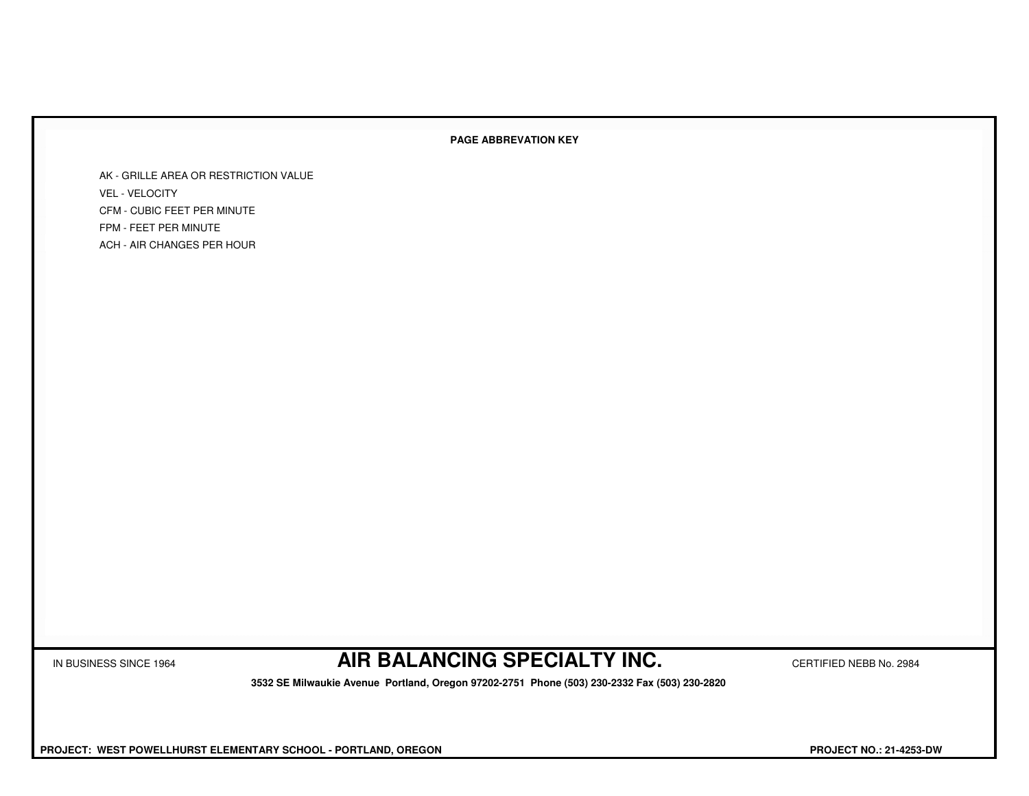**PAGE ABBREVATION KEY**

AK - GRILLE AREA OR RESTRICTION VALUE
VEL - VELOCITY
CFM - CUBIC FEET PER MINUTE
FPM - FEET PER MINUTE
ACH - AIR CHANGES PER HOUR

IN BUSINESS SINCE 1964

## AIR BALANCING SPECIALTY INC.

CERTIFIED NEBB No. 2984

**3532 SE Milwaukie Avenue Portland, Oregon 97202-2751 Phone (503) 230-2332 Fax (503) 230-2820**

**PROJECT: WEST POWELLHURST ELEMENTARY SCHOOL - PORTLAND, OREGON**

**PROJECT NO.: 21-4253-DW**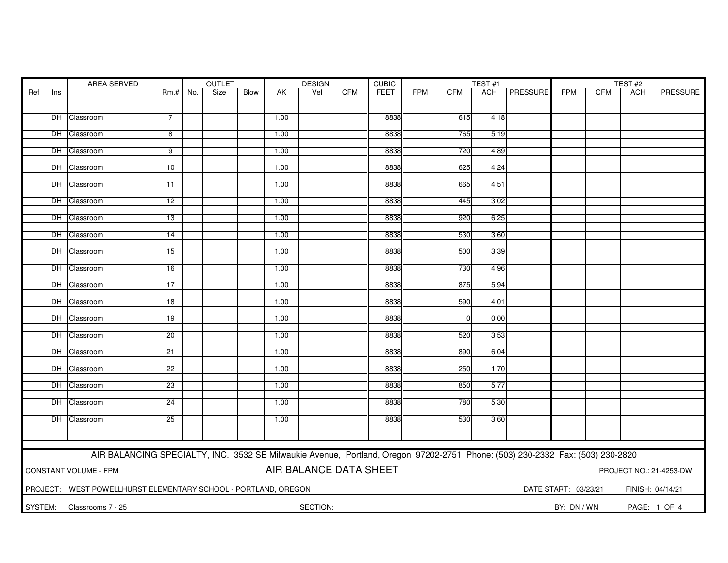| Ref | Ins | AREA SERVED | Rm.# | OUTLET No. | OUTLET Size | OUTLET Blow | DESIGN AK | DESIGN Vel | DESIGN CFM | CUBIC FEET | TEST #1 FPM | TEST #1 CFM | TEST #1 ACH | TEST #1 PRESSURE | TEST #2 FPM | TEST #2 CFM | TEST #2 ACH | TEST #2 PRESSURE |
|---|---|---|---|---|---|---|---|---|---|---|---|---|---|---|---|---|---|---|
| | DH | Classroom | 7 | | | | 1.00 | | | 8838 | | 615 | 4.18 | | | | | |
| | DH | Classroom | 8 | | | | 1.00 | | | 8838 | | 765 | 5.19 | | | | | |
| | DH | Classroom | 9 | | | | 1.00 | | | 8838 | | 720 | 4.89 | | | | | |
| | DH | Classroom | 10 | | | | 1.00 | | | 8838 | | 625 | 4.24 | | | | | |
| | DH | Classroom | 11 | | | | 1.00 | | | 8838 | | 665 | 4.51 | | | | | |
| | DH | Classroom | 12 | | | | 1.00 | | | 8838 | | 445 | 3.02 | | | | | |
| | DH | Classroom | 13 | | | | 1.00 | | | 8838 | | 920 | 6.25 | | | | | |
| | DH | Classroom | 14 | | | | 1.00 | | | 8838 | | 530 | 3.60 | | | | | |
| | DH | Classroom | 15 | | | | 1.00 | | | 8838 | | 500 | 3.39 | | | | | |
| | DH | Classroom | 16 | | | | 1.00 | | | 8838 | | 730 | 4.96 | | | | | |
| | DH | Classroom | 17 | | | | 1.00 | | | 8838 | | 875 | 5.94 | | | | | |
| | DH | Classroom | 18 | | | | 1.00 | | | 8838 | | 590 | 4.01 | | | | | |
| | DH | Classroom | 19 | | | | 1.00 | | | 8838 | | 0 | 0.00 | | | | | |
| | DH | Classroom | 20 | | | | 1.00 | | | 8838 | | 520 | 3.53 | | | | | |
| | DH | Classroom | 21 | | | | 1.00 | | | 8838 | | 890 | 6.04 | | | | | |
| | DH | Classroom | 22 | | | | 1.00 | | | 8838 | | 250 | 1.70 | | | | | |
| | DH | Classroom | 23 | | | | 1.00 | | | 8838 | | 850 | 5.77 | | | | | |
| | DH | Classroom | 24 | | | | 1.00 | | | 8838 | | 780 | 5.30 | | | | | |
| | DH | Classroom | 25 | | | | 1.00 | | | 8838 | | 530 | 3.60 | | | | | |

AIR BALANCING SPECIALTY, INC. 3532 SE Milwaukie Avenue, Portland, Oregon 97202-2751 Phone: (503) 230-2332 Fax: (503) 230-2820

CONSTANT VOLUME - FPM

## AIR BALANCE DATA SHEET

PROJECT NO.: 21-4253-DW

PROJECT: WEST POWELLHURST ELEMENTARY SCHOOL - PORTLAND, OREGON

DATE START: 03/23/21 FINISH: 04/14/21

SYSTEM: Classrooms 7 - 25

SECTION:

BY: DN / WN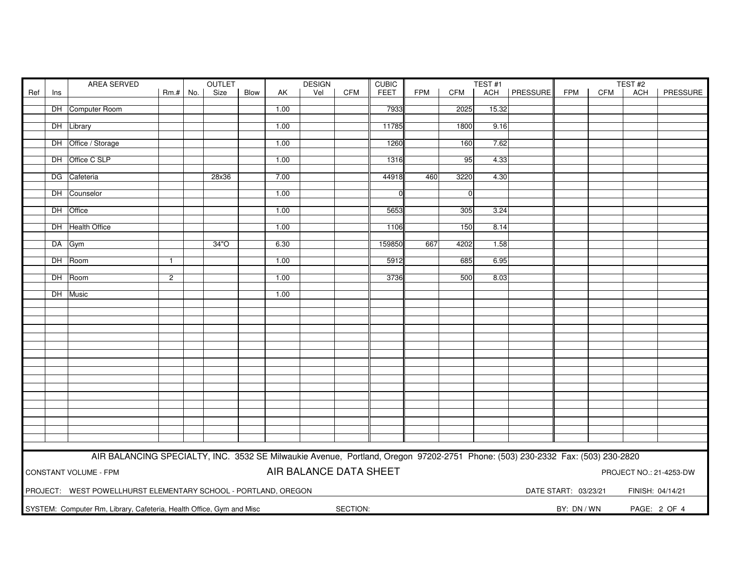| Ref | Ins | AREA SERVED | Rm.# | OUTLET No. | Size | Blow | AK | DESIGN Vel | CFM | CUBIC FEET | TEST #1 FPM | CFM | ACH | PRESSURE | TEST #2 FPM | CFM | ACH | PRESSURE |
|---|---|---|---|---|---|---|---|---|---|---|---|---|---|---|---|---|---|---|
| | DH | Computer Room | | | | | 1.00 | | | 7933 | | 2025 | 15.32 | | | | | |
| | DH | Library | | | | | 1.00 | | | 11785 | | 1800 | 9.16 | | | | | |
| | DH | Office / Storage | | | | | 1.00 | | | 1260 | | 160 | 7.62 | | | | | |
| | DH | Office C SLP | | | | | 1.00 | | | 1316 | | 95 | 4.33 | | | | | |
| | DG | Cafeteria | | | 28x36 | | 7.00 | | | 44918 | 460 | 3220 | 4.30 | | | | | |
| | DH | Counselor | | | | | 1.00 | | | 0 | | 0 | | | | | | |
| | DH | Office | | | | | 1.00 | | | 5653 | | 305 | 3.24 | | | | | |
| | DH | Health Office | | | | | 1.00 | | | 1106 | | 150 | 8.14 | | | | | |
| | DA | Gym | | | 34"O | | 6.30 | | | 159850 | 667 | 4202 | 1.58 | | | | | |
| | DH | Room | 1 | | | | 1.00 | | | 5912 | | 685 | 6.95 | | | | | |
| | DH | Room | 2 | | | | 1.00 | | | 3736 | | 500 | 8.03 | | | | | |
| | DH | Music | | | | | 1.00 | | | | | | | | | | | |

AIR BALANCING SPECIALTY, INC. 3532 SE Milwaukie Avenue, Portland, Oregon 97202-2751 Phone: (503) 230-2332 Fax: (503) 230-2820

CONSTANT VOLUME - FPM

**AIR BALANCE DATA SHEET**

PROJECT NO.: 21-4253-DW

PROJECT: WEST POWELLHURST ELEMENTARY SCHOOL - PORTLAND, OREGON

DATE START: 03/23/21 FINISH: 04/14/21

SYSTEM: Computer Rm, Library, Cafeteria, Health Office, Gym and Misc

SECTION:

BY: DN / WN

PAGE: 2 OF 4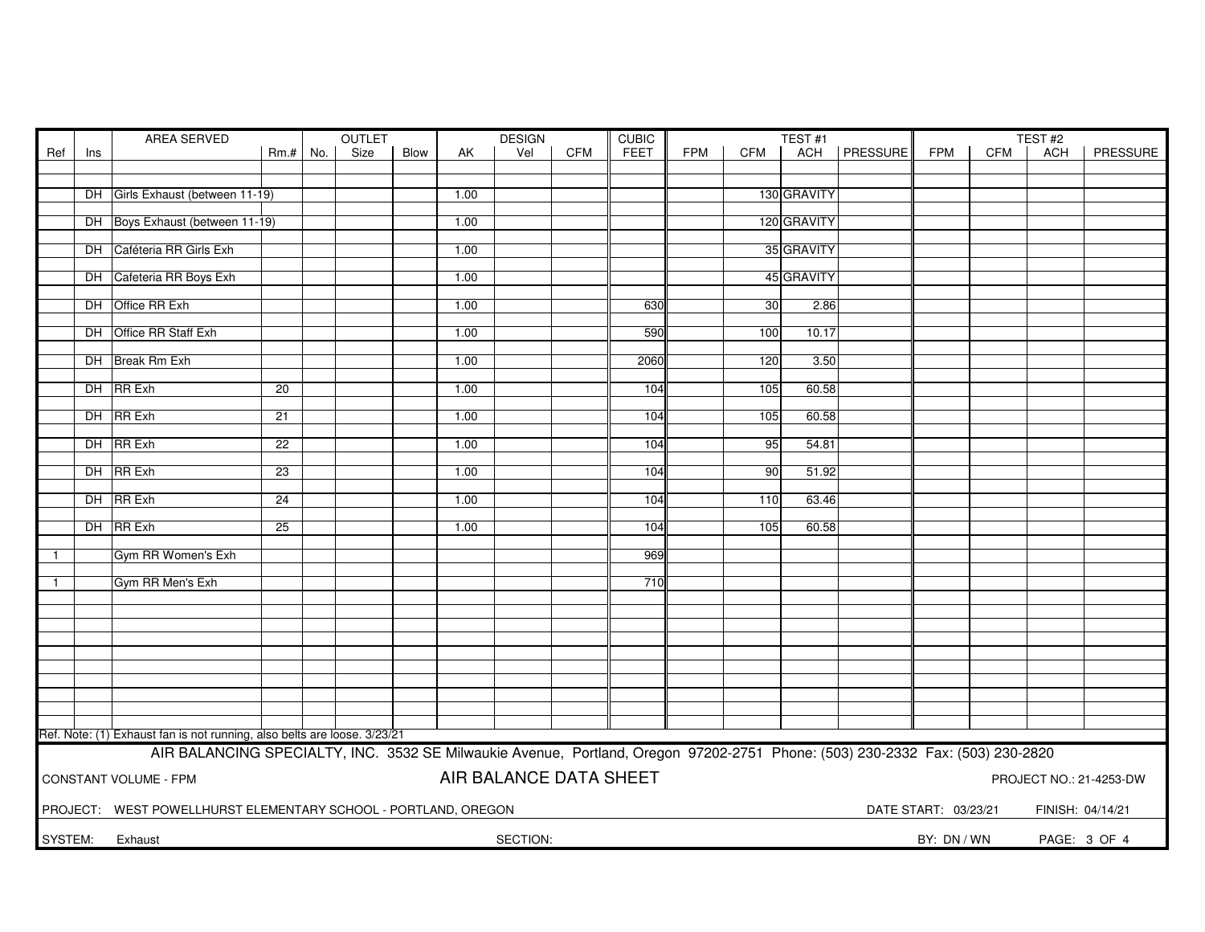| Ref | Ins | AREA SERVED | Rm.# | OUTLET No. | OUTLET Size | OUTLET Blow | DESIGN AK | DESIGN Vel | DESIGN CFM | CUBIC FEET | TEST #1 FPM | TEST #1 CFM | TEST #1 ACH | TEST #1 PRESSURE | TEST #2 FPM | TEST #2 CFM | TEST #2 ACH | TEST #2 PRESSURE |
|---|---|---|---|---|---|---|---|---|---|---|---|---|---|---|---|---|---|---|
| | DH | Girls Exhaust (between 11-19) | | | | | 1.00 | | | | | 130 | GRAVITY | | | | | |
| | DH | Boys Exhaust (between 11-19) | | | | | 1.00 | | | | | 120 | GRAVITY | | | | | |
| | DH | Caféteria RR Girls Exh | | | | | 1.00 | | | | | 35 | GRAVITY | | | | | |
| | DH | Cafeteria RR Boys Exh | | | | | 1.00 | | | | | 45 | GRAVITY | | | | | |
| | DH | Office RR Exh | | | | | 1.00 | | | 630 | | 30 | 2.86 | | | | | |
| | DH | Office RR Staff Exh | | | | | 1.00 | | | 590 | | 100 | 10.17 | | | | | |
| | DH | Break Rm Exh | | | | | 1.00 | | | 2060 | | 120 | 3.50 | | | | | |
| | DH | RR Exh | 20 | | | | 1.00 | | | 104 | | 105 | 60.58 | | | | | |
| | DH | RR Exh | 21 | | | | 1.00 | | | 104 | | 105 | 60.58 | | | | | |
| | DH | RR Exh | 22 | | | | 1.00 | | | 104 | | 95 | 54.81 | | | | | |
| | DH | RR Exh | 23 | | | | 1.00 | | | 104 | | 90 | 51.92 | | | | | |
| | DH | RR Exh | 24 | | | | 1.00 | | | 104 | | 110 | 63.46 | | | | | |
| | DH | RR Exh | 25 | | | | 1.00 | | | 104 | | 105 | 60.58 | | | | | |
| 1 | | Gym RR Women's Exh | | | | | | | | 969 | | | | | | | | |
| 1 | | Gym RR Men's Exh | | | | | | | | 710 | | | | | | | | |

Ref. Note: (1) Exhaust fan is not running, also belts are loose. 3/23/21

AIR BALANCING SPECIALTY, INC. 3532 SE Milwaukie Avenue, Portland, Oregon 97202-2751 Phone: (503) 230-2332 Fax: (503) 230-2820

CONSTANT VOLUME - FPM

**AIR BALANCE DATA SHEET**

PROJECT NO.: 21-4253-DW

PROJECT: WEST POWELLHURST ELEMENTARY SCHOOL - PORTLAND, OREGON

DATE START: 03/23/21 FINISH: 04/14/21

SYSTEM: Exhaust SECTION: BY: DN / WN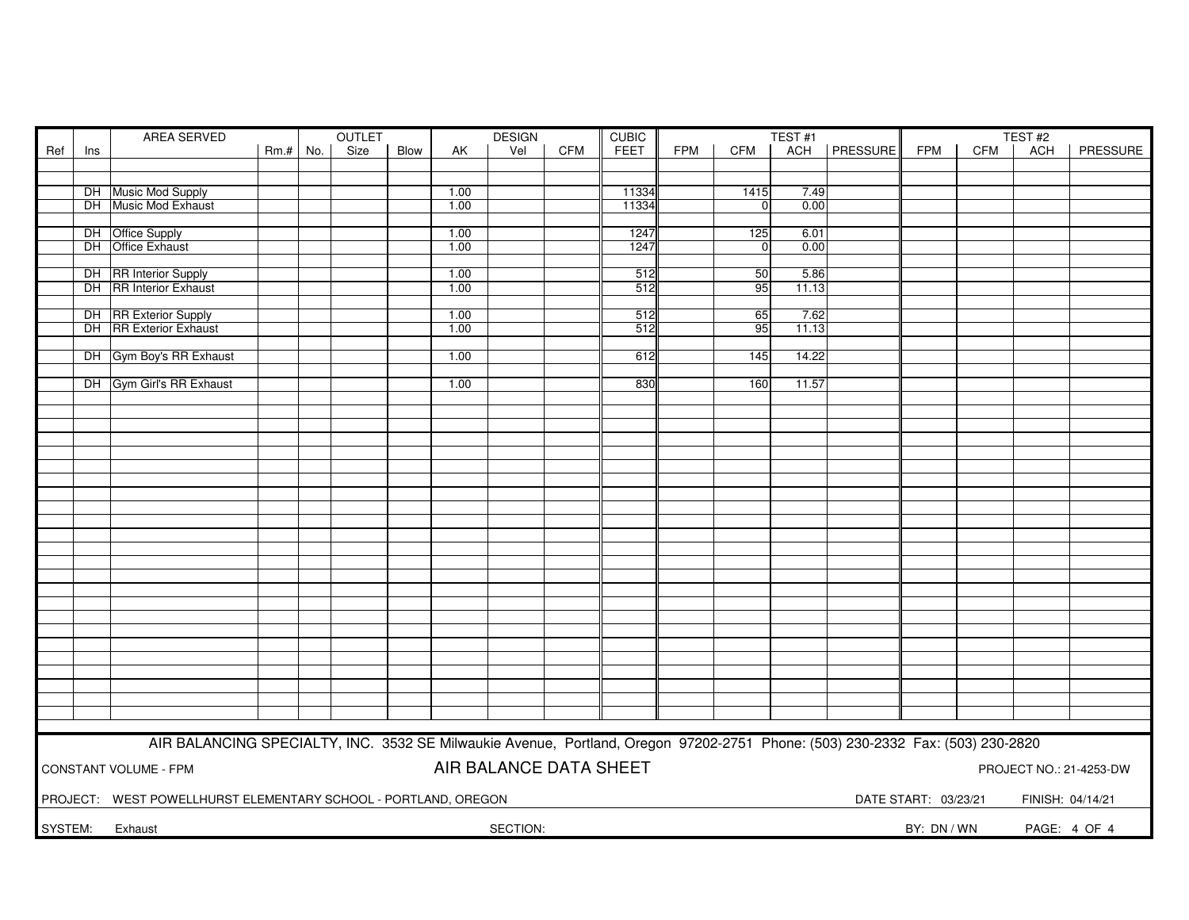| Ref | Ins | AREA SERVED | Rm.# | OUTLET No. | OUTLET Size | OUTLET Blow | DESIGN AK | DESIGN Vel | DESIGN CFM | CUBIC FEET | TEST #1 FPM | TEST #1 CFM | TEST #1 ACH | TEST #1 PRESSURE | TEST #2 FPM | TEST #2 CFM | TEST #2 ACH | TEST #2 PRESSURE |
|---|---|---|---|---|---|---|---|---|---|---|---|---|---|---|---|---|---|---|
| | DH | Music Mod Supply | | | | | 1.00 | | | 11334 | | 1415 | 7.49 | | | | | |
| | DH | Music Mod Exhaust | | | | | 1.00 | | | 11334 | | 0 | 0.00 | | | | | |
| | DH | Office Supply | | | | | 1.00 | | | 1247 | | 125 | 6.01 | | | | | |
| | DH | Office Exhaust | | | | | 1.00 | | | 1247 | | 0 | 0.00 | | | | | |
| | DH | RR Interior Supply | | | | | 1.00 | | | 512 | | 50 | 5.86 | | | | | |
| | DH | RR Interior Exhaust | | | | | 1.00 | | | 512 | | 95 | 11.13 | | | | | |
| | DH | RR Exterior Supply | | | | | 1.00 | | | 512 | | 65 | 7.62 | | | | | |
| | DH | RR Exterior Exhaust | | | | | 1.00 | | | 512 | | 95 | 11.13 | | | | | |
| | DH | Gym Boy's RR Exhaust | | | | | 1.00 | | | 612 | | 145 | 14.22 | | | | | |
| | DH | Gym Girl's RR Exhaust | | | | | 1.00 | | | 830 | | 160 | 11.57 | | | | | |

AIR BALANCING SPECIALTY, INC. 3532 SE Milwaukie Avenue, Portland, Oregon 97202-2751 Phone: (503) 230-2332 Fax: (503) 230-2820

CONSTANT VOLUME - FPM

AIR BALANCE DATA SHEET

PROJECT NO.: 21-4253-DW

PROJECT: WEST POWELLHURST ELEMENTARY SCHOOL - PORTLAND, OREGON

DATE START: 03/23/21 FINISH: 04/14/21

SYSTEM: Exhaust SECTION: BY: DN / WN